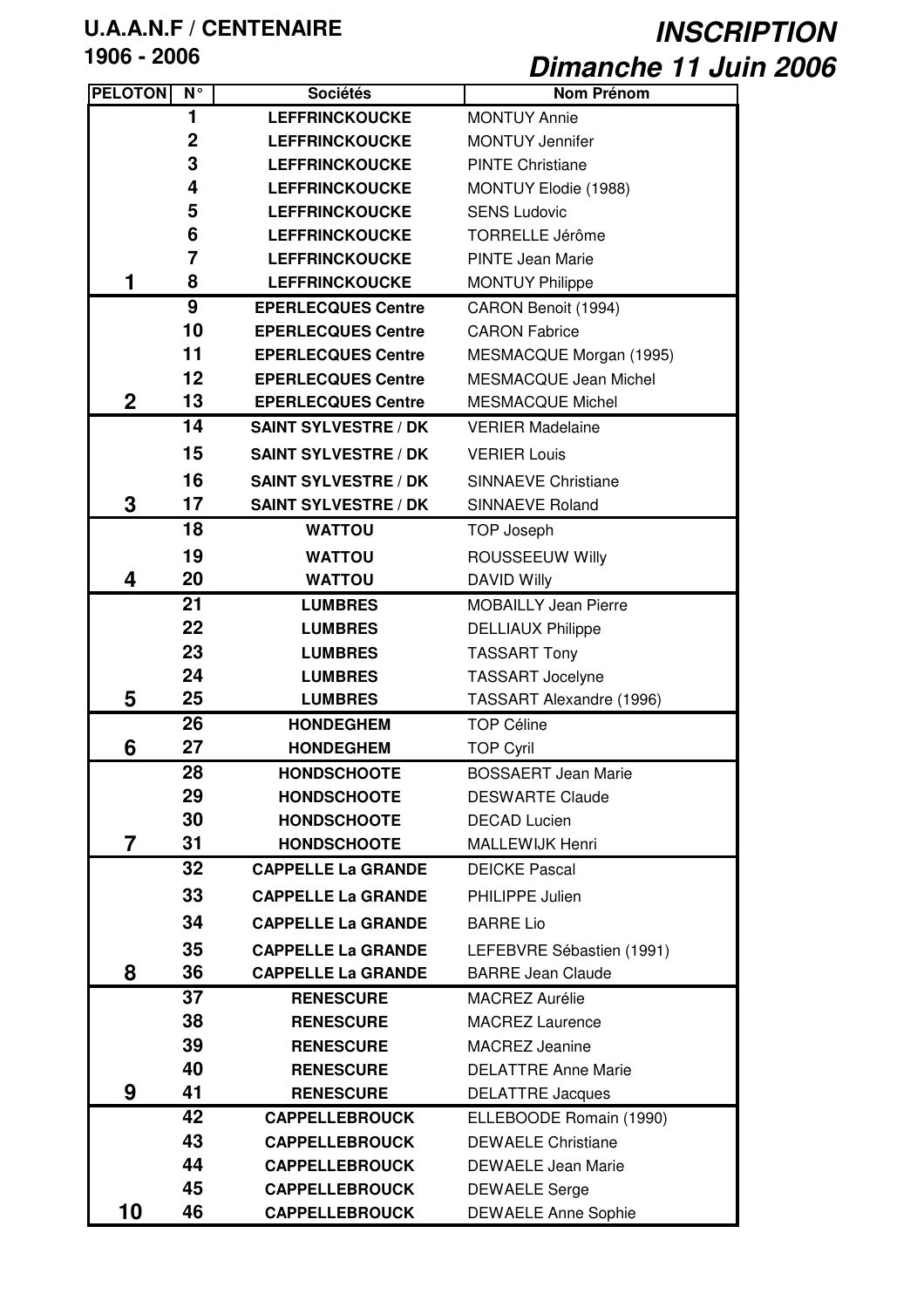**U.A.A.N.F / CENTENAIRE**
**1906 - 2006**

# *INSCRIPTION*
# *Dimanche 11 Juin 2006*

| PELOTON | N° | Sociétés | Nom Prénom |
|---|---|---|---|
| | 1 | LEFFRINCKOUCKE | MONTUY Annie |
| | 2 | LEFFRINCKOUCKE | MONTUY Jennifer |
| | 3 | LEFFRINCKOUCKE | PINTE Christiane |
| | 4 | LEFFRINCKOUCKE | MONTUY Elodie (1988) |
| | 5 | LEFFRINCKOUCKE | SENS Ludovic |
| | 6 | LEFFRINCKOUCKE | TORRELLE Jérôme |
| | 7 | LEFFRINCKOUCKE | PINTE Jean Marie |
| 1 | 8 | LEFFRINCKOUCKE | MONTUY Philippe |
| | 9 | EPERLECQUES Centre | CARON Benoit (1994) |
| | 10 | EPERLECQUES Centre | CARON Fabrice |
| | 11 | EPERLECQUES Centre | MESMACQUE Morgan (1995) |
| | 12 | EPERLECQUES Centre | MESMACQUE Jean Michel |
| 2 | 13 | EPERLECQUES Centre | MESMACQUE Michel |
| | 14 | SAINT SYLVESTRE / DK | VERIER Madelaine |
| | 15 | SAINT SYLVESTRE / DK | VERIER Louis |
| | 16 | SAINT SYLVESTRE / DK | SINNAEVE Christiane |
| 3 | 17 | SAINT SYLVESTRE / DK | SINNAEVE Roland |
| | 18 | WATTOU | TOP Joseph |
| | 19 | WATTOU | ROUSSEEUW Willy |
| 4 | 20 | WATTOU | DAVID Willy |
| | 21 | LUMBRES | MOBAILLY Jean Pierre |
| | 22 | LUMBRES | DELLIAUX Philippe |
| | 23 | LUMBRES | TASSART Tony |
| | 24 | LUMBRES | TASSART Jocelyne |
| 5 | 25 | LUMBRES | TASSART Alexandre (1996) |
| | 26 | HONDEGHEM | TOP Céline |
| 6 | 27 | HONDEGHEM | TOP Cyril |
| | 28 | HONDSCHOOTE | BOSSAERT Jean Marie |
| | 29 | HONDSCHOOTE | DESWARTE Claude |
| | 30 | HONDSCHOOTE | DECAD Lucien |
| 7 | 31 | HONDSCHOOTE | MALLEWIJK Henri |
| | 32 | CAPPELLE La GRANDE | DEICKE Pascal |
| | 33 | CAPPELLE La GRANDE | PHILIPPE Julien |
| | 34 | CAPPELLE La GRANDE | BARRE Lio |
| | 35 | CAPPELLE La GRANDE | LEFEBVRE Sébastien (1991) |
| 8 | 36 | CAPPELLE La GRANDE | BARRE Jean Claude |
| | 37 | RENESCURE | MACREZ Aurélie |
| | 38 | RENESCURE | MACREZ Laurence |
| | 39 | RENESCURE | MACREZ Jeanine |
| | 40 | RENESCURE | DELATTRE Anne Marie |
| 9 | 41 | RENESCURE | DELATTRE Jacques |
| | 42 | CAPPELLEBROUCK | ELLEBOODE Romain (1990) |
| | 43 | CAPPELLEBROUCK | DEWAELE Christiane |
| | 44 | CAPPELLEBROUCK | DEWAELE Jean Marie |
| | 45 | CAPPELLEBROUCK | DEWAELE Serge |
| 10 | 46 | CAPPELLEBROUCK | DEWAELE Anne Sophie |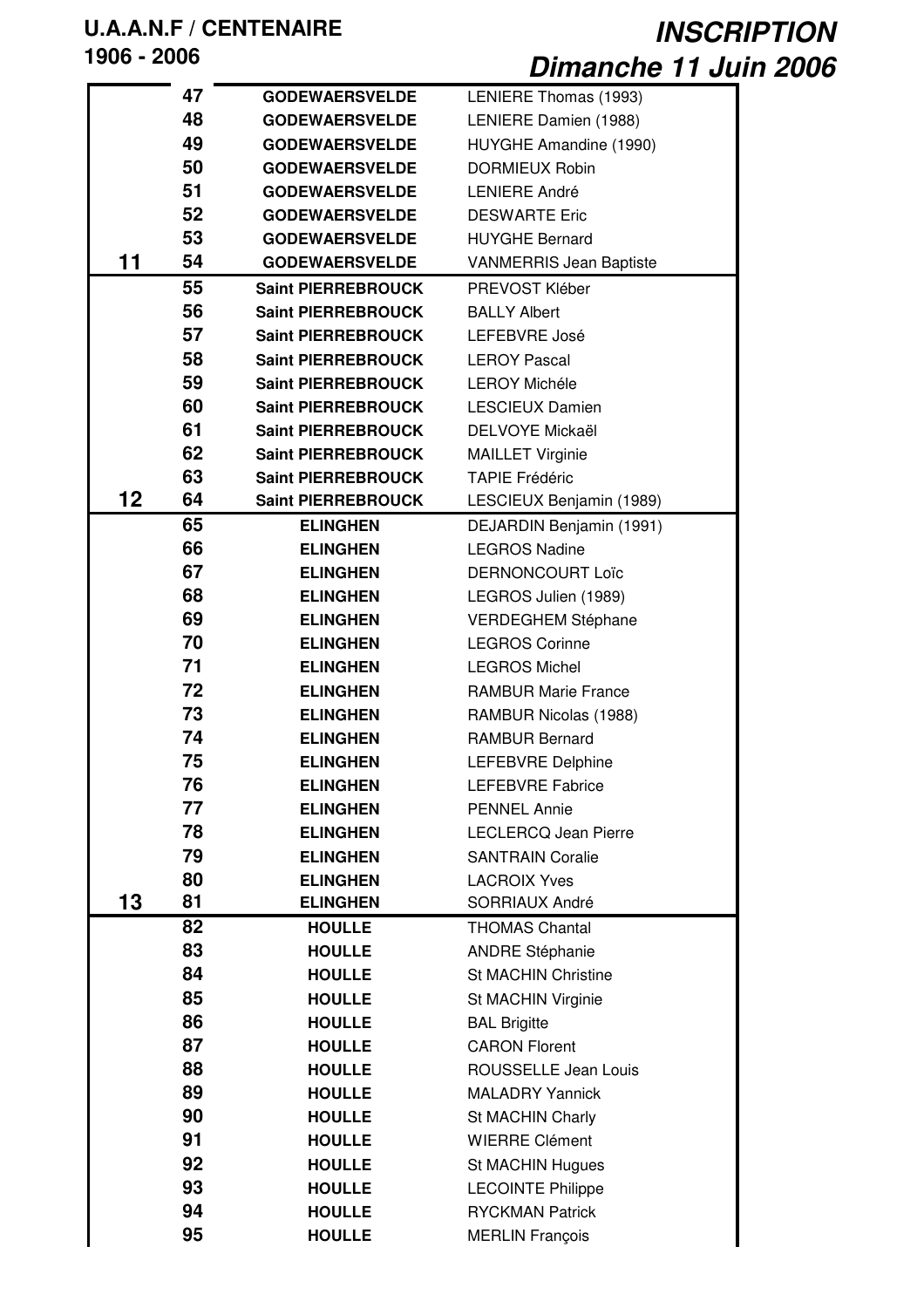**U.A.A.N.F / CENTENAIRE**
**1906 - 2006**

# *INSCRIPTION*
# *Dimanche 11 Juin 2006*

| | | | |
|---|---|---|---|
| | 47 | GODEWAERSVELDE | LENIERE Thomas (1993) |
| | 48 | GODEWAERSVELDE | LENIERE Damien (1988) |
| | 49 | GODEWAERSVELDE | HUYGHE Amandine (1990) |
| | 50 | GODEWAERSVELDE | DORMIEUX Robin |
| | 51 | GODEWAERSVELDE | LENIERE André |
| | 52 | GODEWAERSVELDE | DESWARTE Eric |
| | 53 | GODEWAERSVELDE | HUYGHE Bernard |
| 11 | 54 | GODEWAERSVELDE | VANMERRIS Jean Baptiste |
| | 55 | Saint PIERREBROUCK | PREVOST Kléber |
| | 56 | Saint PIERREBROUCK | BALLY Albert |
| | 57 | Saint PIERREBROUCK | LEFEBVRE José |
| | 58 | Saint PIERREBROUCK | LEROY Pascal |
| | 59 | Saint PIERREBROUCK | LEROY Michéle |
| | 60 | Saint PIERREBROUCK | LESCIEUX Damien |
| | 61 | Saint PIERREBROUCK | DELVOYE Mickaël |
| | 62 | Saint PIERREBROUCK | MAILLET Virginie |
| | 63 | Saint PIERREBROUCK | TAPIE Frédéric |
| 12 | 64 | Saint PIERREBROUCK | LESCIEUX Benjamin (1989) |
| | 65 | ELINGHEN | DEJARDIN Benjamin (1991) |
| | 66 | ELINGHEN | LEGROS Nadine |
| | 67 | ELINGHEN | DERNONCOURT Loïc |
| | 68 | ELINGHEN | LEGROS Julien (1989) |
| | 69 | ELINGHEN | VERDEGHEM Stéphane |
| | 70 | ELINGHEN | LEGROS Corinne |
| | 71 | ELINGHEN | LEGROS Michel |
| | 72 | ELINGHEN | RAMBUR Marie France |
| | 73 | ELINGHEN | RAMBUR Nicolas (1988) |
| | 74 | ELINGHEN | RAMBUR Bernard |
| | 75 | ELINGHEN | LEFEBVRE Delphine |
| | 76 | ELINGHEN | LEFEBVRE Fabrice |
| | 77 | ELINGHEN | PENNEL Annie |
| | 78 | ELINGHEN | LECLERCQ Jean Pierre |
| | 79 | ELINGHEN | SANTRAIN Coralie |
| | 80 | ELINGHEN | LACROIX Yves |
| 13 | 81 | ELINGHEN | SORRIAUX André |
| | 82 | HOULLE | THOMAS Chantal |
| | 83 | HOULLE | ANDRE Stéphanie |
| | 84 | HOULLE | St MACHIN Christine |
| | 85 | HOULLE | St MACHIN Virginie |
| | 86 | HOULLE | BAL Brigitte |
| | 87 | HOULLE | CARON Florent |
| | 88 | HOULLE | ROUSSELLE Jean Louis |
| | 89 | HOULLE | MALADRY Yannick |
| | 90 | HOULLE | St MACHIN Charly |
| | 91 | HOULLE | WIERRE Clément |
| | 92 | HOULLE | St MACHIN Hugues |
| | 93 | HOULLE | LECOINTE Philippe |
| | 94 | HOULLE | RYCKMAN Patrick |
| | 95 | HOULLE | MERLIN François |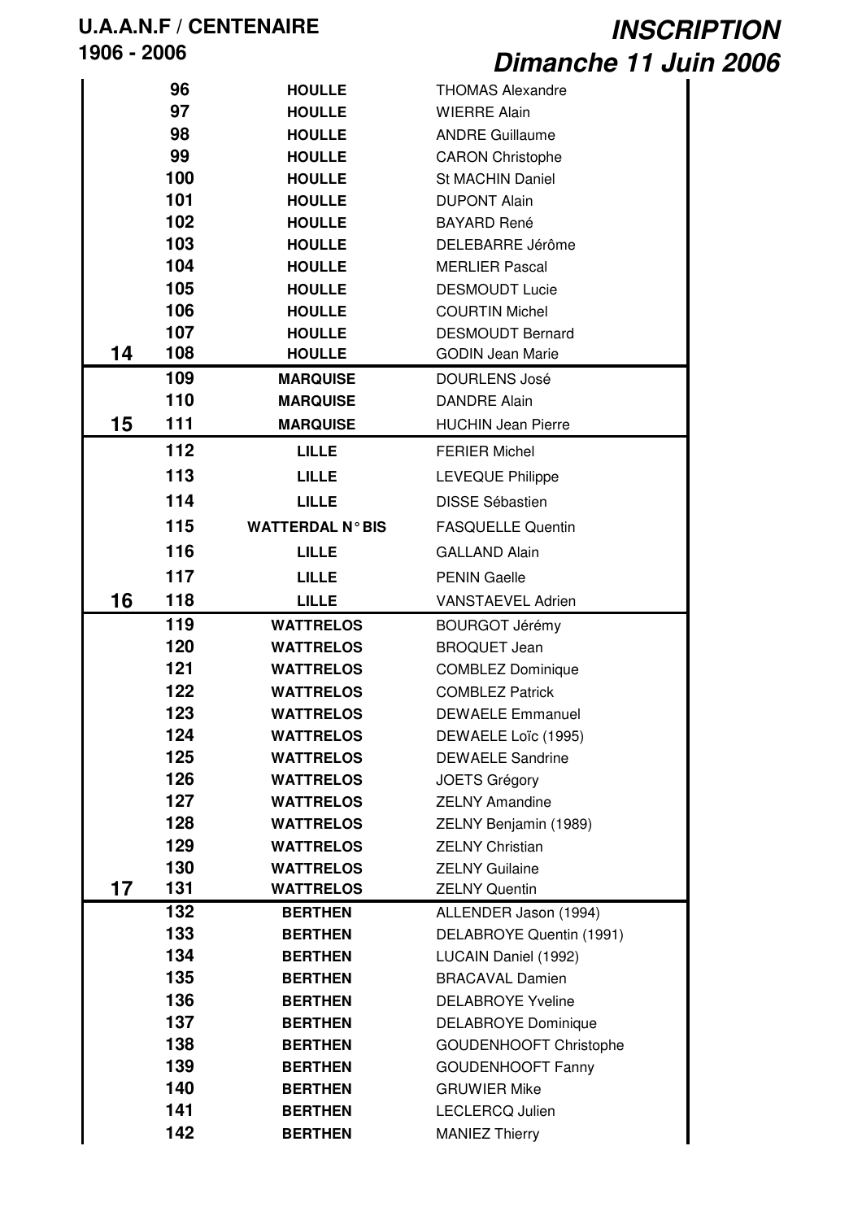**U.A.A.N.F / CENTENAIRE**
**1906 - 2006**

# *INSCRIPTION*
# *Dimanche 11 Juin 2006*

| | | | |
|---|---|---|---|
| | 96 | HOULLE | THOMAS Alexandre |
| | 97 | HOULLE | WIERRE Alain |
| | 98 | HOULLE | ANDRE Guillaume |
| | 99 | HOULLE | CARON Christophe |
| | 100 | HOULLE | St MACHIN Daniel |
| | 101 | HOULLE | DUPONT Alain |
| | 102 | HOULLE | BAYARD René |
| | 103 | HOULLE | DELEBARRE Jérôme |
| | 104 | HOULLE | MERLIER Pascal |
| | 105 | HOULLE | DESMOUDT Lucie |
| | 106 | HOULLE | COURTIN Michel |
| | 107 | HOULLE | DESMOUDT Bernard |
| **14** | 108 | HOULLE | GODIN Jean Marie |
| | 109 | MARQUISE | DOURLENS José |
| | 110 | MARQUISE | DANDRE Alain |
| **15** | 111 | MARQUISE | HUCHIN Jean Pierre |
| | 112 | LILLE | FERIER Michel |
| | 113 | LILLE | LEVEQUE Philippe |
| | 114 | LILLE | DISSE Sébastien |
| | 115 | WATTERDAL N° BIS | FASQUELLE Quentin |
| | 116 | LILLE | GALLAND Alain |
| | 117 | LILLE | PENIN Gaelle |
| **16** | 118 | LILLE | VANSTAEVEL Adrien |
| | 119 | WATTRELOS | BOURGOT Jérémy |
| | 120 | WATTRELOS | BROQUET Jean |
| | 121 | WATTRELOS | COMBLEZ Dominique |
| | 122 | WATTRELOS | COMBLEZ Patrick |
| | 123 | WATTRELOS | DEWAELE Emmanuel |
| | 124 | WATTRELOS | DEWAELE Loïc (1995) |
| | 125 | WATTRELOS | DEWAELE Sandrine |
| | 126 | WATTRELOS | JOETS Grégory |
| | 127 | WATTRELOS | ZELNY Amandine |
| | 128 | WATTRELOS | ZELNY Benjamin (1989) |
| | 129 | WATTRELOS | ZELNY Christian |
| | 130 | WATTRELOS | ZELNY Guilaine |
| **17** | 131 | WATTRELOS | ZELNY Quentin |
| | 132 | BERTHEN | ALLENDER Jason (1994) |
| | 133 | BERTHEN | DELABROYE Quentin (1991) |
| | 134 | BERTHEN | LUCAIN Daniel (1992) |
| | 135 | BERTHEN | BRACAVAL Damien |
| | 136 | BERTHEN | DELABROYE Yveline |
| | 137 | BERTHEN | DELABROYE Dominique |
| | 138 | BERTHEN | GOUDENHOOFT Christophe |
| | 139 | BERTHEN | GOUDENHOOFT Fanny |
| | 140 | BERTHEN | GRUWIER Mike |
| | 141 | BERTHEN | LECLERCQ Julien |
| | 142 | BERTHEN | MANIEZ Thierry |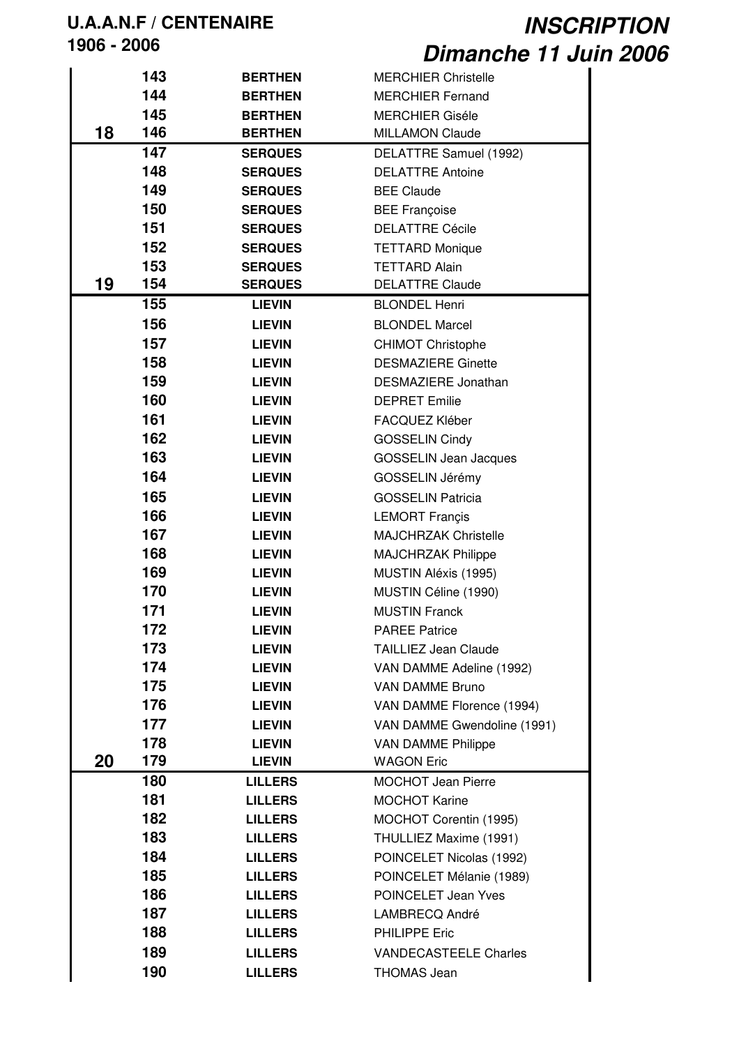**U.A.A.N.F / CENTENAIRE**
**1906 - 2006**

## *INSCRIPTION*
## *Dimanche 11 Juin 2006*

| | | | |
|---|---|---|---|
| | 143 | BERTHEN | MERCHIER Christelle |
| | 144 | BERTHEN | MERCHIER Fernand |
| | 145 | BERTHEN | MERCHIER Giséle |
| 18 | 146 | BERTHEN | MILLAMON Claude |
| | 147 | SERQUES | DELATTRE Samuel (1992) |
| | 148 | SERQUES | DELATTRE Antoine |
| | 149 | SERQUES | BEE Claude |
| | 150 | SERQUES | BEE Françoise |
| | 151 | SERQUES | DELATTRE Cécile |
| | 152 | SERQUES | TETTARD Monique |
| | 153 | SERQUES | TETTARD Alain |
| 19 | 154 | SERQUES | DELATTRE Claude |
| | 155 | LIEVIN | BLONDEL Henri |
| | 156 | LIEVIN | BLONDEL Marcel |
| | 157 | LIEVIN | CHIMOT Christophe |
| | 158 | LIEVIN | DESMAZIERE Ginette |
| | 159 | LIEVIN | DESMAZIERE Jonathan |
| | 160 | LIEVIN | DEPRET Emilie |
| | 161 | LIEVIN | FACQUEZ Kléber |
| | 162 | LIEVIN | GOSSELIN Cindy |
| | 163 | LIEVIN | GOSSELIN Jean Jacques |
| | 164 | LIEVIN | GOSSELIN Jérémy |
| | 165 | LIEVIN | GOSSELIN Patricia |
| | 166 | LIEVIN | LEMORT Françis |
| | 167 | LIEVIN | MAJCHRZAK Christelle |
| | 168 | LIEVIN | MAJCHRZAK Philippe |
| | 169 | LIEVIN | MUSTIN Aléxis (1995) |
| | 170 | LIEVIN | MUSTIN Céline (1990) |
| | 171 | LIEVIN | MUSTIN Franck |
| | 172 | LIEVIN | PAREE Patrice |
| | 173 | LIEVIN | TAILLIEZ Jean Claude |
| | 174 | LIEVIN | VAN DAMME Adeline (1992) |
| | 175 | LIEVIN | VAN DAMME Bruno |
| | 176 | LIEVIN | VAN DAMME Florence (1994) |
| | 177 | LIEVIN | VAN DAMME Gwendoline (1991) |
| | 178 | LIEVIN | VAN DAMME Philippe |
| 20 | 179 | LIEVIN | WAGON Eric |
| | 180 | LILLERS | MOCHOT Jean Pierre |
| | 181 | LILLERS | MOCHOT Karine |
| | 182 | LILLERS | MOCHOT Corentin (1995) |
| | 183 | LILLERS | THULLIEZ Maxime (1991) |
| | 184 | LILLERS | POINCELET Nicolas (1992) |
| | 185 | LILLERS | POINCELET Mélanie (1989) |
| | 186 | LILLERS | POINCELET Jean Yves |
| | 187 | LILLERS | LAMBRECQ André |
| | 188 | LILLERS | PHILIPPE Eric |
| | 189 | LILLERS | VANDECASTEELE Charles |
| | 190 | LILLERS | THOMAS Jean |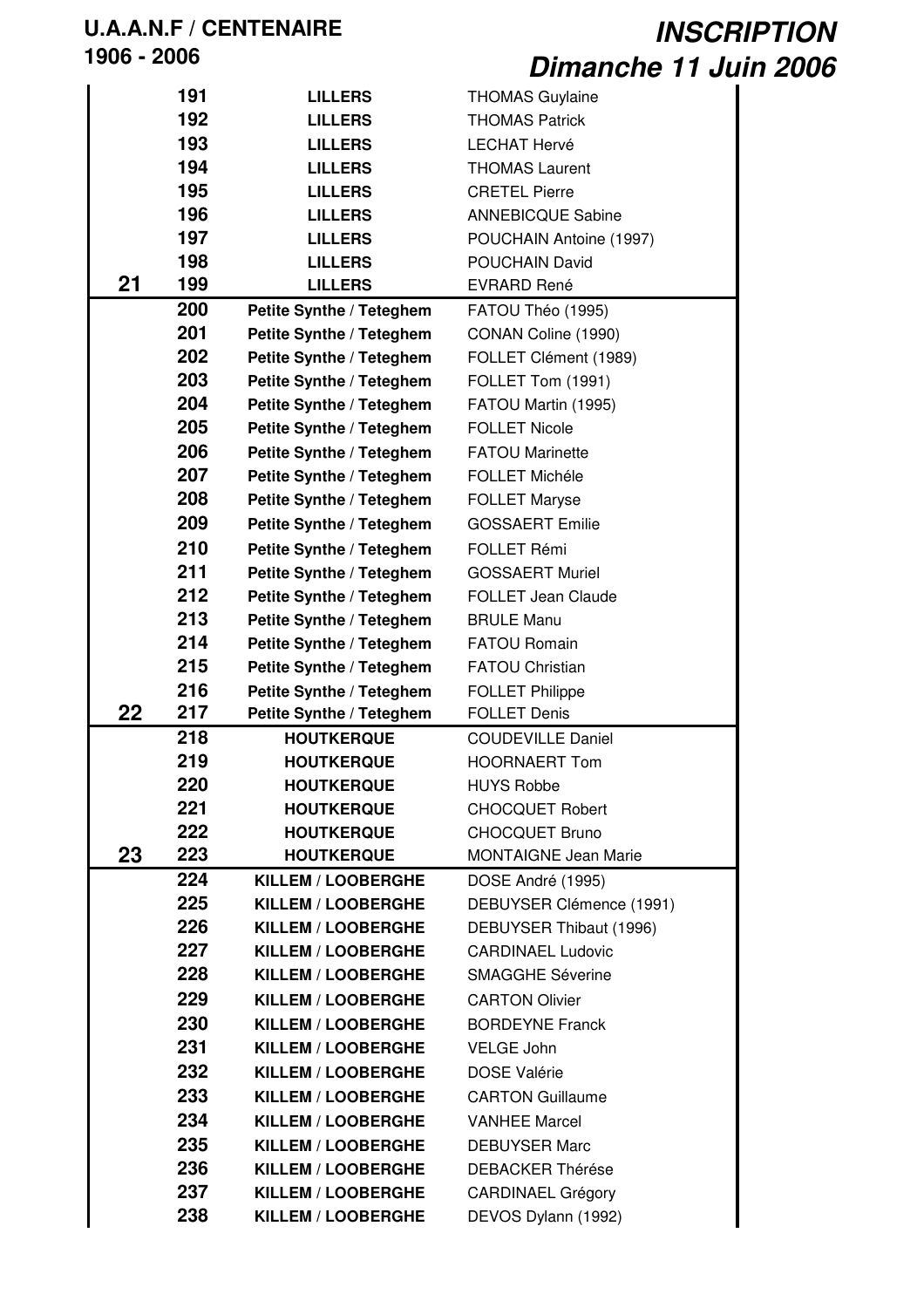**U.A.A.N.F / CENTENAIRE**
**1906 - 2006**

# *INSCRIPTION*
# *Dimanche 11 Juin 2006*

| | N° | Club | Nom |
|---|---|---|---|
| | 191 | LILLERS | THOMAS Guylaine |
| | 192 | LILLERS | THOMAS Patrick |
| | 193 | LILLERS | LECHAT Hervé |
| | 194 | LILLERS | THOMAS Laurent |
| | 195 | LILLERS | CRETEL Pierre |
| | 196 | LILLERS | ANNEBICQUE Sabine |
| | 197 | LILLERS | POUCHAIN Antoine (1997) |
| | 198 | LILLERS | POUCHAIN David |
| 21 | 199 | LILLERS | EVRARD René |
| | 200 | Petite Synthe / Teteghem | FATOU Théo (1995) |
| | 201 | Petite Synthe / Teteghem | CONAN Coline (1990) |
| | 202 | Petite Synthe / Teteghem | FOLLET Clément (1989) |
| | 203 | Petite Synthe / Teteghem | FOLLET Tom (1991) |
| | 204 | Petite Synthe / Teteghem | FATOU Martin (1995) |
| | 205 | Petite Synthe / Teteghem | FOLLET Nicole |
| | 206 | Petite Synthe / Teteghem | FATOU Marinette |
| | 207 | Petite Synthe / Teteghem | FOLLET Michéle |
| | 208 | Petite Synthe / Teteghem | FOLLET Maryse |
| | 209 | Petite Synthe / Teteghem | GOSSAERT Emilie |
| | 210 | Petite Synthe / Teteghem | FOLLET Rémi |
| | 211 | Petite Synthe / Teteghem | GOSSAERT Muriel |
| | 212 | Petite Synthe / Teteghem | FOLLET Jean Claude |
| | 213 | Petite Synthe / Teteghem | BRULE Manu |
| | 214 | Petite Synthe / Teteghem | FATOU Romain |
| | 215 | Petite Synthe / Teteghem | FATOU Christian |
| | 216 | Petite Synthe / Teteghem | FOLLET Philippe |
| 22 | 217 | Petite Synthe / Teteghem | FOLLET Denis |
| | 218 | HOUTKERQUE | COUDEVILLE Daniel |
| | 219 | HOUTKERQUE | HOORNAERT Tom |
| | 220 | HOUTKERQUE | HUYS Robbe |
| | 221 | HOUTKERQUE | CHOCQUET Robert |
| | 222 | HOUTKERQUE | CHOCQUET Bruno |
| 23 | 223 | HOUTKERQUE | MONTAIGNE Jean Marie |
| | 224 | KILLEM / LOOBERGHE | DOSE André (1995) |
| | 225 | KILLEM / LOOBERGHE | DEBUYSER Clémence (1991) |
| | 226 | KILLEM / LOOBERGHE | DEBUYSER Thibaut (1996) |
| | 227 | KILLEM / LOOBERGHE | CARDINAEL Ludovic |
| | 228 | KILLEM / LOOBERGHE | SMAGGHE Séverine |
| | 229 | KILLEM / LOOBERGHE | CARTON Olivier |
| | 230 | KILLEM / LOOBERGHE | BORDEYNE Franck |
| | 231 | KILLEM / LOOBERGHE | VELGE John |
| | 232 | KILLEM / LOOBERGHE | DOSE Valérie |
| | 233 | KILLEM / LOOBERGHE | CARTON Guillaume |
| | 234 | KILLEM / LOOBERGHE | VANHEE Marcel |
| | 235 | KILLEM / LOOBERGHE | DEBUYSER Marc |
| | 236 | KILLEM / LOOBERGHE | DEBACKER Thérése |
| | 237 | KILLEM / LOOBERGHE | CARDINAEL Grégory |
| | 238 | KILLEM / LOOBERGHE | DEVOS Dylann (1992) |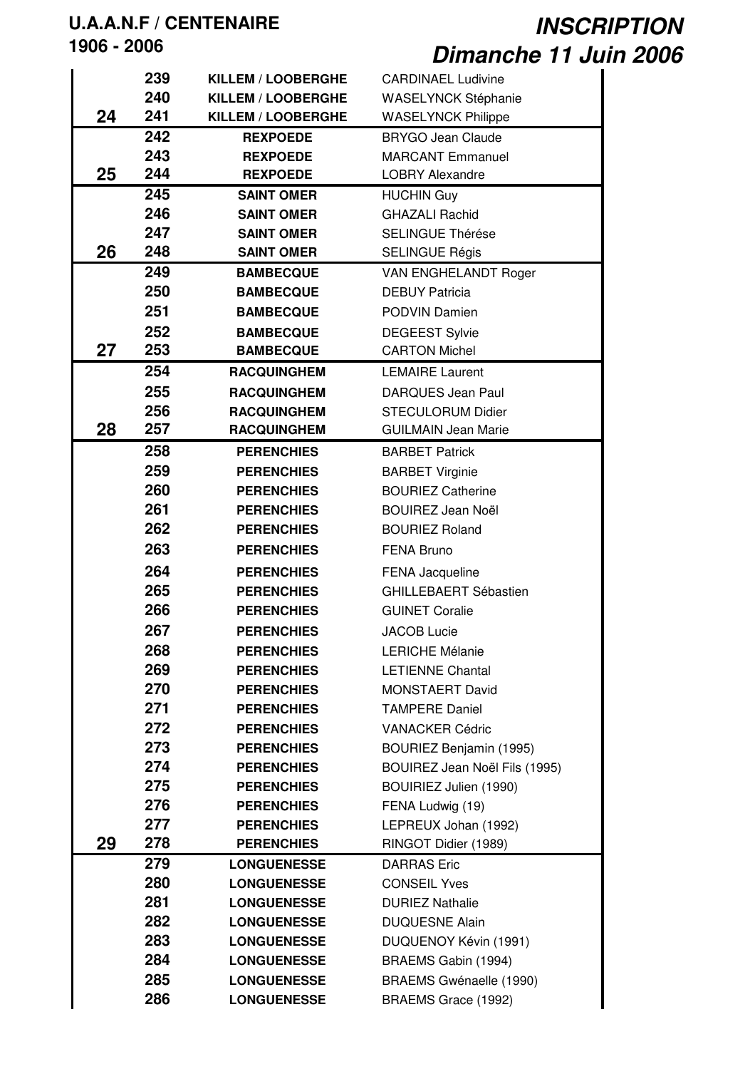**U.A.A.N.F / CENTENAIRE**
**1906 - 2006**

# *INSCRIPTION*
# *Dimanche 11 Juin 2006*

| | | | |
|---|---|---|---|
| | 239 | KILLEM / LOOBERGHE | CARDINAEL Ludivine |
| | 240 | KILLEM / LOOBERGHE | WASELYNCK Stéphanie |
| 24 | 241 | KILLEM / LOOBERGHE | WASELYNCK Philippe |
| | 242 | REXPOEDE | BRYGO Jean Claude |
| | 243 | REXPOEDE | MARCANT Emmanuel |
| 25 | 244 | REXPOEDE | LOBRY Alexandre |
| | 245 | SAINT OMER | HUCHIN Guy |
| | 246 | SAINT OMER | GHAZALI Rachid |
| | 247 | SAINT OMER | SELINGUE Thérése |
| 26 | 248 | SAINT OMER | SELINGUE Régis |
| | 249 | BAMBECQUE | VAN ENGHELANDT Roger |
| | 250 | BAMBECQUE | DEBUY Patricia |
| | 251 | BAMBECQUE | PODVIN Damien |
| | 252 | BAMBECQUE | DEGEEST Sylvie |
| 27 | 253 | BAMBECQUE | CARTON Michel |
| | 254 | RACQUINGHEM | LEMAIRE Laurent |
| | 255 | RACQUINGHEM | DARQUES Jean Paul |
| | 256 | RACQUINGHEM | STECULORUM Didier |
| 28 | 257 | RACQUINGHEM | GUILMAIN Jean Marie |
| | 258 | PERENCHIES | BARBET Patrick |
| | 259 | PERENCHIES | BARBET Virginie |
| | 260 | PERENCHIES | BOURIEZ Catherine |
| | 261 | PERENCHIES | BOUIREZ Jean Noël |
| | 262 | PERENCHIES | BOURIEZ Roland |
| | 263 | PERENCHIES | FENA Bruno |
| | 264 | PERENCHIES | FENA Jacqueline |
| | 265 | PERENCHIES | GHILLEBAERT Sébastien |
| | 266 | PERENCHIES | GUINET Coralie |
| | 267 | PERENCHIES | JACOB Lucie |
| | 268 | PERENCHIES | LERICHE Mélanie |
| | 269 | PERENCHIES | LETIENNE Chantal |
| | 270 | PERENCHIES | MONSTAERT David |
| | 271 | PERENCHIES | TAMPERE Daniel |
| | 272 | PERENCHIES | VANACKER Cédric |
| | 273 | PERENCHIES | BOURIEZ Benjamin (1995) |
| | 274 | PERENCHIES | BOUIREZ Jean Noël Fils (1995) |
| | 275 | PERENCHIES | BOUIRIEZ Julien (1990) |
| | 276 | PERENCHIES | FENA Ludwig (19) |
| | 277 | PERENCHIES | LEPREUX Johan (1992) |
| 29 | 278 | PERENCHIES | RINGOT Didier (1989) |
| | 279 | LONGUENESSE | DARRAS Eric |
| | 280 | LONGUENESSE | CONSEIL Yves |
| | 281 | LONGUENESSE | DURIEZ Nathalie |
| | 282 | LONGUENESSE | DUQUESNE Alain |
| | 283 | LONGUENESSE | DUQUENOY Kévin (1991) |
| | 284 | LONGUENESSE | BRAEMS Gabin (1994) |
| | 285 | LONGUENESSE | BRAEMS Gwénaelle (1990) |
| | 286 | LONGUENESSE | BRAEMS Grace (1992) |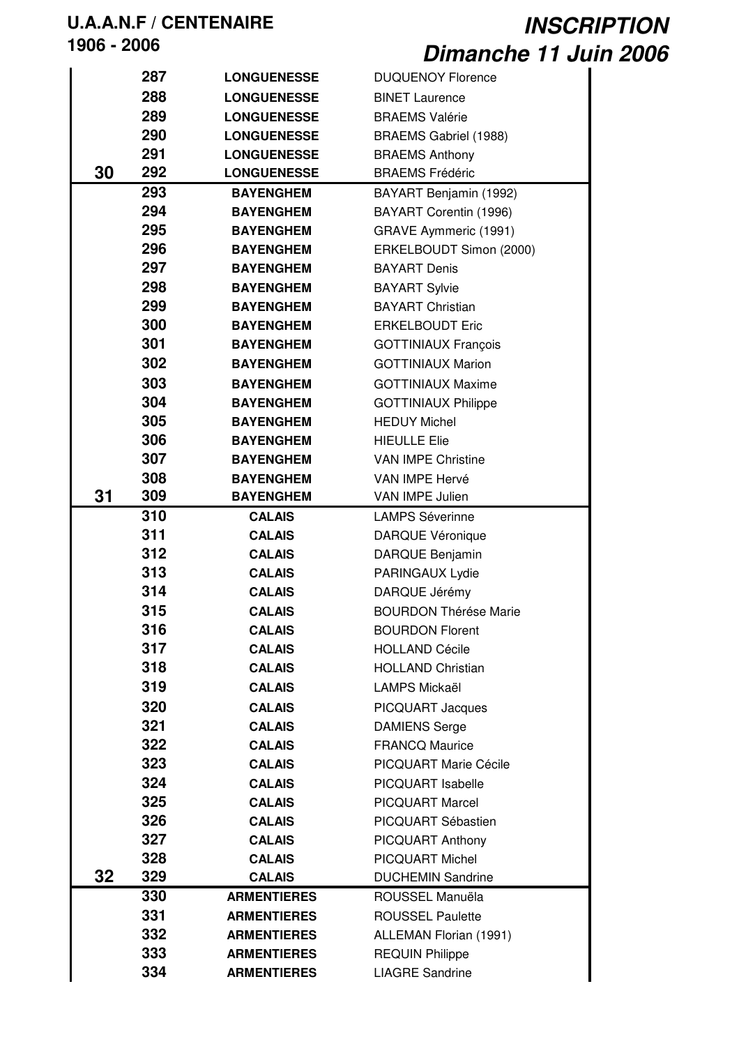**U.A.A.N.F / CENTENAIRE**
**1906 - 2006**

# *INSCRIPTION*
# *Dimanche 11 Juin 2006*

| | N° | Club | Nom |
|---|---|---|---|
| | 287 | **LONGUENESSE** | DUQUENOY Florence |
| | 288 | **LONGUENESSE** | BINET Laurence |
| | 289 | **LONGUENESSE** | BRAEMS Valérie |
| | 290 | **LONGUENESSE** | BRAEMS Gabriel (1988) |
| | 291 | **LONGUENESSE** | BRAEMS Anthony |
| **30** | 292 | **LONGUENESSE** | BRAEMS Frédéric |
| | 293 | **BAYENGHEM** | BAYART Benjamin (1992) |
| | 294 | **BAYENGHEM** | BAYART Corentin (1996) |
| | 295 | **BAYENGHEM** | GRAVE Aymmeric (1991) |
| | 296 | **BAYENGHEM** | ERKELBOUDT Simon (2000) |
| | 297 | **BAYENGHEM** | BAYART Denis |
| | 298 | **BAYENGHEM** | BAYART Sylvie |
| | 299 | **BAYENGHEM** | BAYART Christian |
| | 300 | **BAYENGHEM** | ERKELBOUDT Eric |
| | 301 | **BAYENGHEM** | GOTTINIAUX François |
| | 302 | **BAYENGHEM** | GOTTINIAUX Marion |
| | 303 | **BAYENGHEM** | GOTTINIAUX Maxime |
| | 304 | **BAYENGHEM** | GOTTINIAUX Philippe |
| | 305 | **BAYENGHEM** | HEDUY Michel |
| | 306 | **BAYENGHEM** | HIEULLE Elie |
| | 307 | **BAYENGHEM** | VAN IMPE Christine |
| | 308 | **BAYENGHEM** | VAN IMPE Hervé |
| **31** | 309 | **BAYENGHEM** | VAN IMPE Julien |
| | 310 | **CALAIS** | LAMPS Séverinne |
| | 311 | **CALAIS** | DARQUE Véronique |
| | 312 | **CALAIS** | DARQUE Benjamin |
| | 313 | **CALAIS** | PARINGAUX Lydie |
| | 314 | **CALAIS** | DARQUE Jérémy |
| | 315 | **CALAIS** | BOURDON Thérése Marie |
| | 316 | **CALAIS** | BOURDON Florent |
| | 317 | **CALAIS** | HOLLAND Cécile |
| | 318 | **CALAIS** | HOLLAND Christian |
| | 319 | **CALAIS** | LAMPS Mickaël |
| | 320 | **CALAIS** | PICQUART Jacques |
| | 321 | **CALAIS** | DAMIENS Serge |
| | 322 | **CALAIS** | FRANCQ Maurice |
| | 323 | **CALAIS** | PICQUART Marie Cécile |
| | 324 | **CALAIS** | PICQUART Isabelle |
| | 325 | **CALAIS** | PICQUART Marcel |
| | 326 | **CALAIS** | PICQUART Sébastien |
| | 327 | **CALAIS** | PICQUART Anthony |
| | 328 | **CALAIS** | PICQUART Michel |
| **32** | 329 | **CALAIS** | DUCHEMIN Sandrine |
| | 330 | **ARMENTIERES** | ROUSSEL Manuëla |
| | 331 | **ARMENTIERES** | ROUSSEL Paulette |
| | 332 | **ARMENTIERES** | ALLEMAN Florian (1991) |
| | 333 | **ARMENTIERES** | REQUIN Philippe |
| | 334 | **ARMENTIERES** | LIAGRE Sandrine |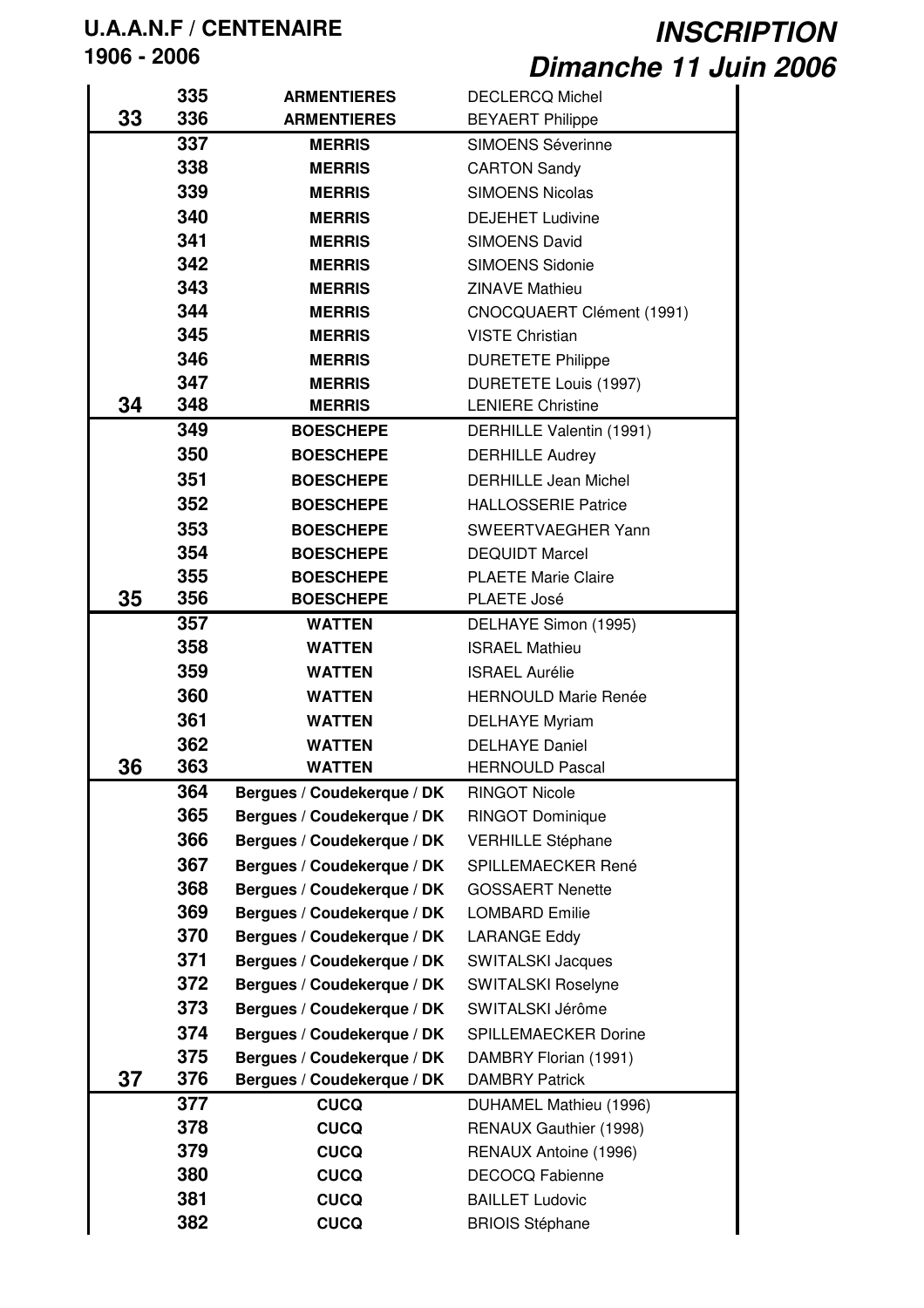**U.A.A.N.F / CENTENAIRE**
**1906 - 2006**

***INSCRIPTION***
***Dimanche 11 Juin 2006***

| | N° | Club | Nom |
|---|---|---|---|
| | **335** | **ARMENTIERES** | DECLERCQ Michel |
| **33** | **336** | **ARMENTIERES** | BEYAERT Philippe |
| | **337** | **MERRIS** | SIMOENS Séverinne |
| | **338** | **MERRIS** | CARTON Sandy |
| | **339** | **MERRIS** | SIMOENS Nicolas |
| | **340** | **MERRIS** | DEJEHET Ludivine |
| | **341** | **MERRIS** | SIMOENS David |
| | **342** | **MERRIS** | SIMOENS Sidonie |
| | **343** | **MERRIS** | ZINAVE Mathieu |
| | **344** | **MERRIS** | CNOCQUAERT Clément (1991) |
| | **345** | **MERRIS** | VISTE Christian |
| | **346** | **MERRIS** | DURETETE Philippe |
| | **347** | **MERRIS** | DURETETE Louis (1997) |
| **34** | **348** | **MERRIS** | LENIERE Christine |
| | **349** | **BOESCHEPE** | DERHILLE Valentin (1991) |
| | **350** | **BOESCHEPE** | DERHILLE Audrey |
| | **351** | **BOESCHEPE** | DERHILLE Jean Michel |
| | **352** | **BOESCHEPE** | HALLOSSERIE Patrice |
| | **353** | **BOESCHEPE** | SWEERTVAEGHER Yann |
| | **354** | **BOESCHEPE** | DEQUIDT Marcel |
| | **355** | **BOESCHEPE** | PLAETE Marie Claire |
| **35** | **356** | **BOESCHEPE** | PLAETE José |
| | **357** | **WATTEN** | DELHAYE Simon (1995) |
| | **358** | **WATTEN** | ISRAEL Mathieu |
| | **359** | **WATTEN** | ISRAEL Aurélie |
| | **360** | **WATTEN** | HERNOULD Marie Renée |
| | **361** | **WATTEN** | DELHAYE Myriam |
| | **362** | **WATTEN** | DELHAYE Daniel |
| **36** | **363** | **WATTEN** | HERNOULD Pascal |
| | **364** | **Bergues / Coudekerque / DK** | RINGOT Nicole |
| | **365** | **Bergues / Coudekerque / DK** | RINGOT Dominique |
| | **366** | **Bergues / Coudekerque / DK** | VERHILLE Stéphane |
| | **367** | **Bergues / Coudekerque / DK** | SPILLEMAECKER René |
| | **368** | **Bergues / Coudekerque / DK** | GOSSAERT Nenette |
| | **369** | **Bergues / Coudekerque / DK** | LOMBARD Emilie |
| | **370** | **Bergues / Coudekerque / DK** | LARANGE Eddy |
| | **371** | **Bergues / Coudekerque / DK** | SWITALSKI Jacques |
| | **372** | **Bergues / Coudekerque / DK** | SWITALSKI Roselyne |
| | **373** | **Bergues / Coudekerque / DK** | SWITALSKI Jérôme |
| | **374** | **Bergues / Coudekerque / DK** | SPILLEMAECKER Dorine |
| | **375** | **Bergues / Coudekerque / DK** | DAMBRY Florian (1991) |
| **37** | **376** | **Bergues / Coudekerque / DK** | DAMBRY Patrick |
| | **377** | **CUCQ** | DUHAMEL Mathieu (1996) |
| | **378** | **CUCQ** | RENAUX Gauthier (1998) |
| | **379** | **CUCQ** | RENAUX Antoine (1996) |
| | **380** | **CUCQ** | DECOCQ Fabienne |
| | **381** | **CUCQ** | BAILLET Ludovic |
| | **382** | **CUCQ** | BRIOIS Stéphane |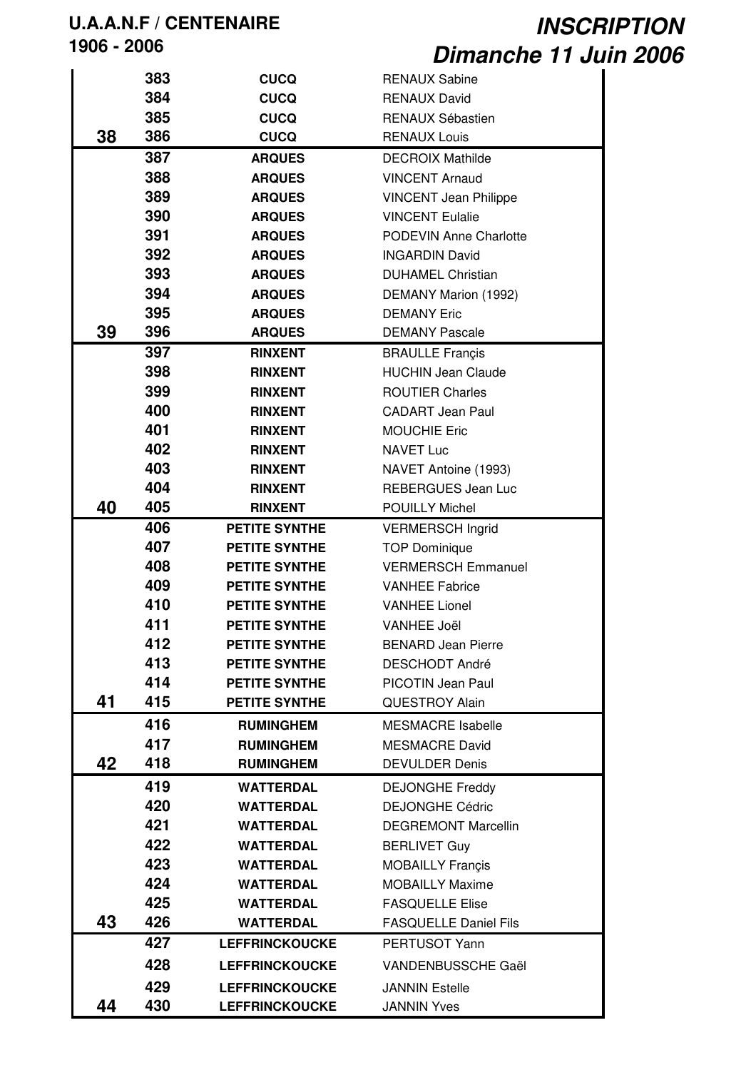| | | | |
|---|---|---|---|
| | 383 | **CUCQ** | RENAUX Sabine |
| | 384 | **CUCQ** | RENAUX David |
| | 385 | **CUCQ** | RENAUX Sébastien |
| **38** | 386 | **CUCQ** | RENAUX Louis |
| | 387 | **ARQUES** | DECROIX Mathilde |
| | 388 | **ARQUES** | VINCENT Arnaud |
| | 389 | **ARQUES** | VINCENT Jean Philippe |
| | 390 | **ARQUES** | VINCENT Eulalie |
| | 391 | **ARQUES** | PODEVIN Anne Charlotte |
| | 392 | **ARQUES** | INGARDIN David |
| | 393 | **ARQUES** | DUHAMEL Christian |
| | 394 | **ARQUES** | DEMANY Marion (1992) |
| | 395 | **ARQUES** | DEMANY Eric |
| **39** | 396 | **ARQUES** | DEMANY Pascale |
| | 397 | **RINXENT** | BRAULLE Françis |
| | 398 | **RINXENT** | HUCHIN Jean Claude |
| | 399 | **RINXENT** | ROUTIER Charles |
| | 400 | **RINXENT** | CADART Jean Paul |
| | 401 | **RINXENT** | MOUCHIE Eric |
| | 402 | **RINXENT** | NAVET Luc |
| | 403 | **RINXENT** | NAVET Antoine (1993) |
| | 404 | **RINXENT** | REBERGUES Jean Luc |
| **40** | 405 | **RINXENT** | POUILLY Michel |
| | 406 | **PETITE SYNTHE** | VERMERSCH Ingrid |
| | 407 | **PETITE SYNTHE** | TOP Dominique |
| | 408 | **PETITE SYNTHE** | VERMERSCH Emmanuel |
| | 409 | **PETITE SYNTHE** | VANHEE Fabrice |
| | 410 | **PETITE SYNTHE** | VANHEE Lionel |
| | 411 | **PETITE SYNTHE** | VANHEE Joël |
| | 412 | **PETITE SYNTHE** | BENARD Jean Pierre |
| | 413 | **PETITE SYNTHE** | DESCHODT André |
| | 414 | **PETITE SYNTHE** | PICOTIN Jean Paul |
| **41** | 415 | **PETITE SYNTHE** | QUESTROY Alain |
| | 416 | **RUMINGHEM** | MESMACRE Isabelle |
| | 417 | **RUMINGHEM** | MESMACRE David |
| **42** | 418 | **RUMINGHEM** | DEVULDER Denis |
| | 419 | **WATTERDAL** | DEJONGHE Freddy |
| | 420 | **WATTERDAL** | DEJONGHE Cédric |
| | 421 | **WATTERDAL** | DEGREMONT Marcellin |
| | 422 | **WATTERDAL** | BERLIVET Guy |
| | 423 | **WATTERDAL** | MOBAILLY Françis |
| | 424 | **WATTERDAL** | MOBAILLY Maxime |
| | 425 | **WATTERDAL** | FASQUELLE Elise |
| **43** | 426 | **WATTERDAL** | FASQUELLE Daniel Fils |
| | 427 | **LEFFRINCKOUCKE** | PERTUSOT Yann |
| | 428 | **LEFFRINCKOUCKE** | VANDENBUSSCHE Gaël |
| | 429 | **LEFFRINCKOUCKE** | JANNIN Estelle |
| **44** | 430 | **LEFFRINCKOUCKE** | JANNIN Yves |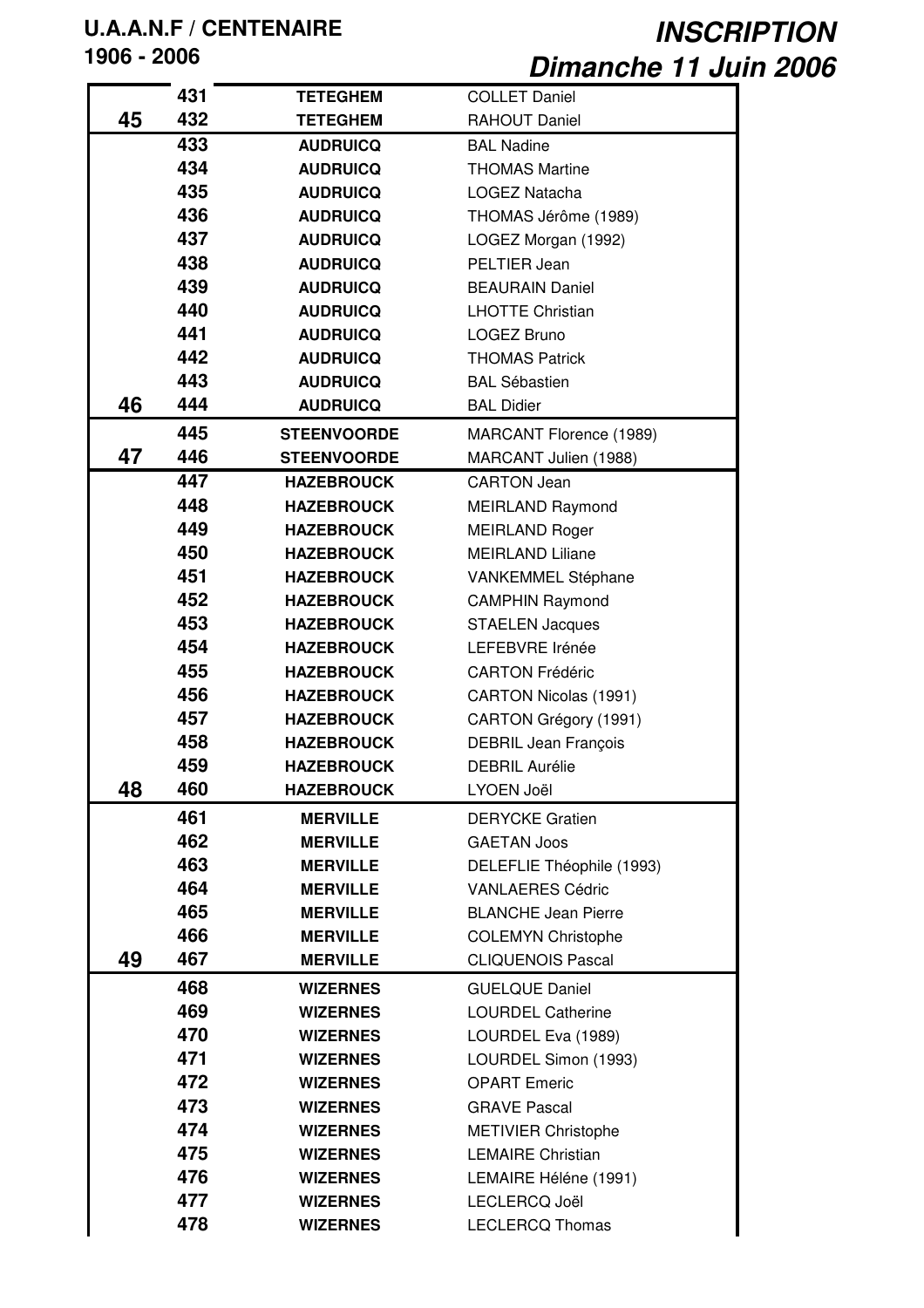**U.A.A.N.F / CENTENAIRE**
**1906 - 2006**

# *INSCRIPTION*
## *Dimanche 11 Juin 2006*

| | | | |
|---|---|---|---|
| | 431 | TETEGHEM | COLLET Daniel |
| 45 | 432 | TETEGHEM | RAHOUT Daniel |
| | 433 | AUDRUICQ | BAL Nadine |
| | 434 | AUDRUICQ | THOMAS Martine |
| | 435 | AUDRUICQ | LOGEZ Natacha |
| | 436 | AUDRUICQ | THOMAS Jérôme (1989) |
| | 437 | AUDRUICQ | LOGEZ Morgan (1992) |
| | 438 | AUDRUICQ | PELTIER Jean |
| | 439 | AUDRUICQ | BEAURAIN Daniel |
| | 440 | AUDRUICQ | LHOTTE Christian |
| | 441 | AUDRUICQ | LOGEZ Bruno |
| | 442 | AUDRUICQ | THOMAS Patrick |
| | 443 | AUDRUICQ | BAL Sébastien |
| 46 | 444 | AUDRUICQ | BAL Didier |
| | 445 | STEENVOORDE | MARCANT Florence (1989) |
| 47 | 446 | STEENVOORDE | MARCANT Julien (1988) |
| | 447 | HAZEBROUCK | CARTON Jean |
| | 448 | HAZEBROUCK | MEIRLAND Raymond |
| | 449 | HAZEBROUCK | MEIRLAND Roger |
| | 450 | HAZEBROUCK | MEIRLAND Liliane |
| | 451 | HAZEBROUCK | VANKEMMEL Stéphane |
| | 452 | HAZEBROUCK | CAMPHIN Raymond |
| | 453 | HAZEBROUCK | STAELEN Jacques |
| | 454 | HAZEBROUCK | LEFEBVRE Irénée |
| | 455 | HAZEBROUCK | CARTON Frédéric |
| | 456 | HAZEBROUCK | CARTON Nicolas (1991) |
| | 457 | HAZEBROUCK | CARTON Grégory (1991) |
| | 458 | HAZEBROUCK | DEBRIL Jean François |
| | 459 | HAZEBROUCK | DEBRIL Aurélie |
| 48 | 460 | HAZEBROUCK | LYOEN Joël |
| | 461 | MERVILLE | DERYCKE Gratien |
| | 462 | MERVILLE | GAETAN Joos |
| | 463 | MERVILLE | DELEFLIE Théophile (1993) |
| | 464 | MERVILLE | VANLAERES Cédric |
| | 465 | MERVILLE | BLANCHE Jean Pierre |
| | 466 | MERVILLE | COLEMYN Christophe |
| 49 | 467 | MERVILLE | CLIQUENOIS Pascal |
| | 468 | WIZERNES | GUELQUE Daniel |
| | 469 | WIZERNES | LOURDEL Catherine |
| | 470 | WIZERNES | LOURDEL Eva (1989) |
| | 471 | WIZERNES | LOURDEL Simon (1993) |
| | 472 | WIZERNES | OPART Emeric |
| | 473 | WIZERNES | GRAVE Pascal |
| | 474 | WIZERNES | METIVIER Christophe |
| | 475 | WIZERNES | LEMAIRE Christian |
| | 476 | WIZERNES | LEMAIRE Héléne (1991) |
| | 477 | WIZERNES | LECLERCQ Joël |
| | 478 | WIZERNES | LECLERCQ Thomas |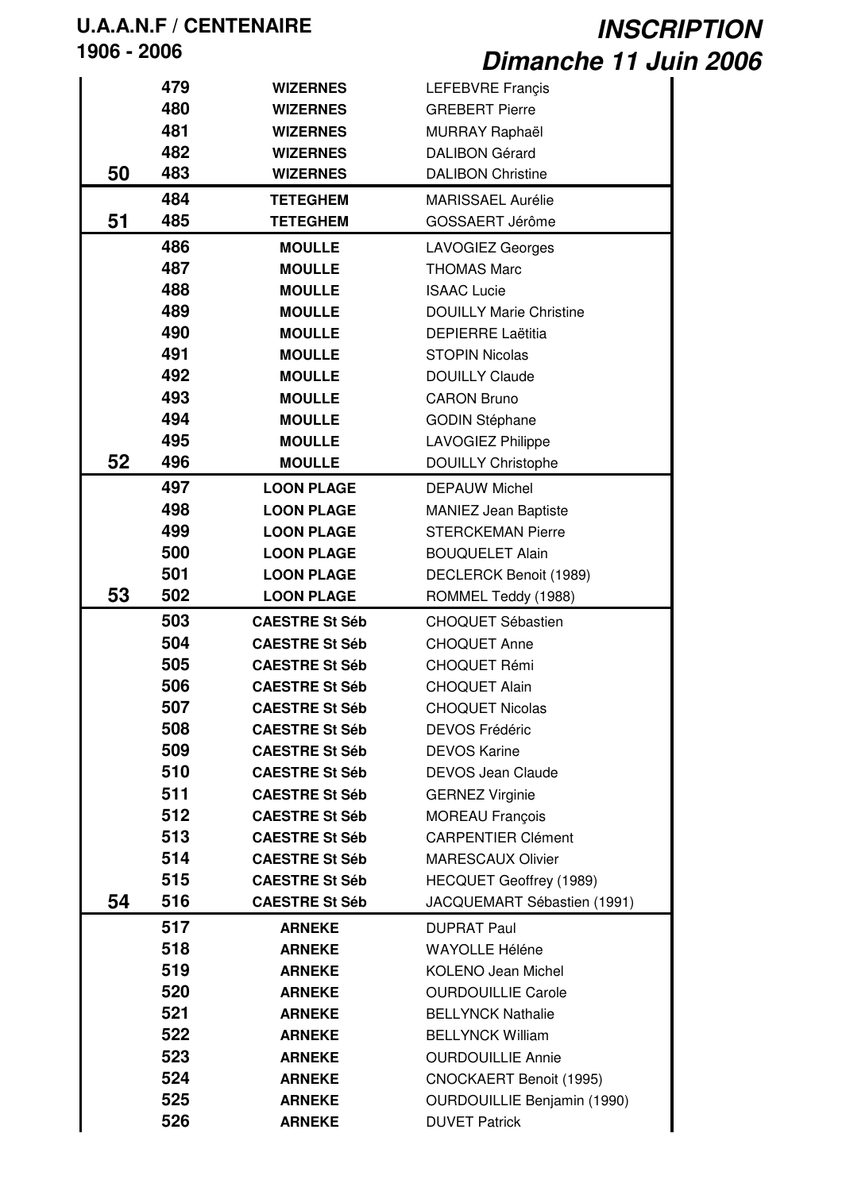**U.A.A.N.F / CENTENAIRE**
**1906 - 2006**

***INSCRIPTION***
***Dimanche 11 Juin 2006***

| | | | |
|---|---|---|---|
| | 479 | WIZERNES | LEFEBVRE Françis |
| | 480 | WIZERNES | GREBERT Pierre |
| | 481 | WIZERNES | MURRAY Raphaël |
| | 482 | WIZERNES | DALIBON Gérard |
| 50 | 483 | WIZERNES | DALIBON Christine |
| | 484 | TETEGHEM | MARISSAEL Aurélie |
| 51 | 485 | TETEGHEM | GOSSAERT Jérôme |
| | 486 | MOULLE | LAVOGIEZ Georges |
| | 487 | MOULLE | THOMAS Marc |
| | 488 | MOULLE | ISAAC Lucie |
| | 489 | MOULLE | DOUILLY Marie Christine |
| | 490 | MOULLE | DEPIERRE Laëtitia |
| | 491 | MOULLE | STOPIN Nicolas |
| | 492 | MOULLE | DOUILLY Claude |
| | 493 | MOULLE | CARON Bruno |
| | 494 | MOULLE | GODIN Stéphane |
| | 495 | MOULLE | LAVOGIEZ Philippe |
| 52 | 496 | MOULLE | DOUILLY Christophe |
| | 497 | LOON PLAGE | DEPAUW Michel |
| | 498 | LOON PLAGE | MANIEZ Jean Baptiste |
| | 499 | LOON PLAGE | STERCKEMAN Pierre |
| | 500 | LOON PLAGE | BOUQUELET Alain |
| | 501 | LOON PLAGE | DECLERCK Benoit (1989) |
| 53 | 502 | LOON PLAGE | ROMMEL Teddy (1988) |
| | 503 | CAESTRE St Séb | CHOQUET Sébastien |
| | 504 | CAESTRE St Séb | CHOQUET Anne |
| | 505 | CAESTRE St Séb | CHOQUET Rémi |
| | 506 | CAESTRE St Séb | CHOQUET Alain |
| | 507 | CAESTRE St Séb | CHOQUET Nicolas |
| | 508 | CAESTRE St Séb | DEVOS Frédéric |
| | 509 | CAESTRE St Séb | DEVOS Karine |
| | 510 | CAESTRE St Séb | DEVOS Jean Claude |
| | 511 | CAESTRE St Séb | GERNEZ Virginie |
| | 512 | CAESTRE St Séb | MOREAU François |
| | 513 | CAESTRE St Séb | CARPENTIER Clément |
| | 514 | CAESTRE St Séb | MARESCAUX Olivier |
| | 515 | CAESTRE St Séb | HECQUET Geoffrey (1989) |
| 54 | 516 | CAESTRE St Séb | JACQUEMART Sébastien (1991) |
| | 517 | ARNEKE | DUPRAT Paul |
| | 518 | ARNEKE | WAYOLLE Héléne |
| | 519 | ARNEKE | KOLENO Jean Michel |
| | 520 | ARNEKE | OURDOUILLIE Carole |
| | 521 | ARNEKE | BELLYNCK Nathalie |
| | 522 | ARNEKE | BELLYNCK William |
| | 523 | ARNEKE | OURDOUILLIE Annie |
| | 524 | ARNEKE | CNOCKAERT Benoit (1995) |
| | 525 | ARNEKE | OURDOUILLIE Benjamin (1990) |
| | 526 | ARNEKE | DUVET Patrick |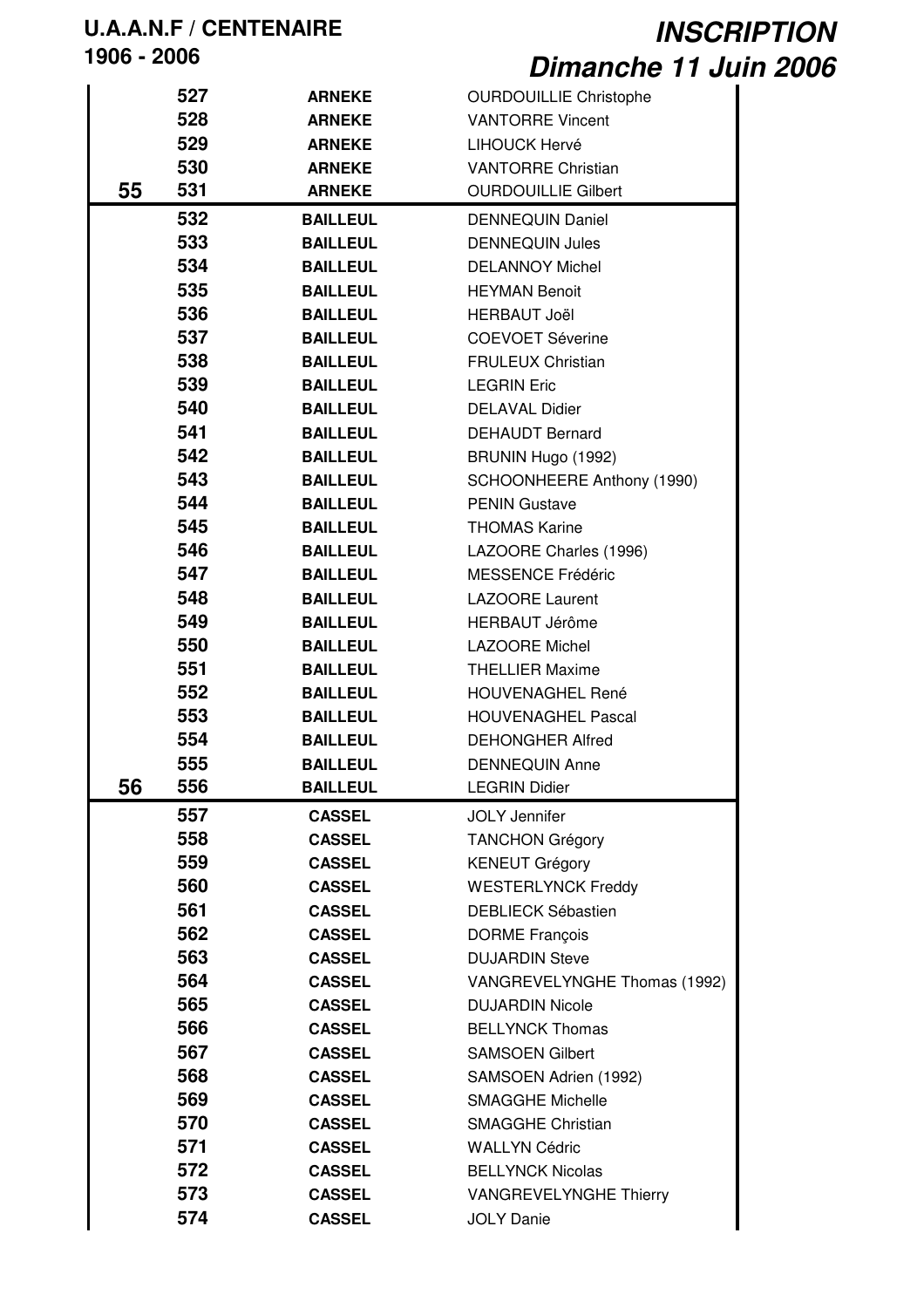| | N° | Club | Nom |
|---|---|---|---|
| | 527 | **ARNEKE** | OURDOUILLIE Christophe |
| | 528 | **ARNEKE** | VANTORRE Vincent |
| | 529 | **ARNEKE** | LIHOUCK Hervé |
| | 530 | **ARNEKE** | VANTORRE Christian |
| **55** | 531 | **ARNEKE** | OURDOUILLIE Gilbert |
| | 532 | **BAILLEUL** | DENNEQUIN Daniel |
| | 533 | **BAILLEUL** | DENNEQUIN Jules |
| | 534 | **BAILLEUL** | DELANNOY Michel |
| | 535 | **BAILLEUL** | HEYMAN Benoit |
| | 536 | **BAILLEUL** | HERBAUT Joël |
| | 537 | **BAILLEUL** | COEVOET Séverine |
| | 538 | **BAILLEUL** | FRULEUX Christian |
| | 539 | **BAILLEUL** | LEGRIN Eric |
| | 540 | **BAILLEUL** | DELAVAL Didier |
| | 541 | **BAILLEUL** | DEHAUDT Bernard |
| | 542 | **BAILLEUL** | BRUNIN Hugo (1992) |
| | 543 | **BAILLEUL** | SCHOONHEERE Anthony (1990) |
| | 544 | **BAILLEUL** | PENIN Gustave |
| | 545 | **BAILLEUL** | THOMAS Karine |
| | 546 | **BAILLEUL** | LAZOORE Charles (1996) |
| | 547 | **BAILLEUL** | MESSENCE Frédéric |
| | 548 | **BAILLEUL** | LAZOORE Laurent |
| | 549 | **BAILLEUL** | HERBAUT Jérôme |
| | 550 | **BAILLEUL** | LAZOORE Michel |
| | 551 | **BAILLEUL** | THELLIER Maxime |
| | 552 | **BAILLEUL** | HOUVENAGHEL René |
| | 553 | **BAILLEUL** | HOUVENAGHEL Pascal |
| | 554 | **BAILLEUL** | DEHONGHER Alfred |
| | 555 | **BAILLEUL** | DENNEQUIN Anne |
| **56** | 556 | **BAILLEUL** | LEGRIN Didier |
| | 557 | **CASSEL** | JOLY Jennifer |
| | 558 | **CASSEL** | TANCHON Grégory |
| | 559 | **CASSEL** | KENEUT Grégory |
| | 560 | **CASSEL** | WESTERLYNCK Freddy |
| | 561 | **CASSEL** | DEBLIECK Sébastien |
| | 562 | **CASSEL** | DORME François |
| | 563 | **CASSEL** | DUJARDIN Steve |
| | 564 | **CASSEL** | VANGREVELYNGHE Thomas (1992) |
| | 565 | **CASSEL** | DUJARDIN Nicole |
| | 566 | **CASSEL** | BELLYNCK Thomas |
| | 567 | **CASSEL** | SAMSOEN Gilbert |
| | 568 | **CASSEL** | SAMSOEN Adrien (1992) |
| | 569 | **CASSEL** | SMAGGHE Michelle |
| | 570 | **CASSEL** | SMAGGHE Christian |
| | 571 | **CASSEL** | WALLYN Cédric |
| | 572 | **CASSEL** | BELLYNCK Nicolas |
| | 573 | **CASSEL** | VANGREVELYNGHE Thierry |
| | 574 | **CASSEL** | JOLY Danie |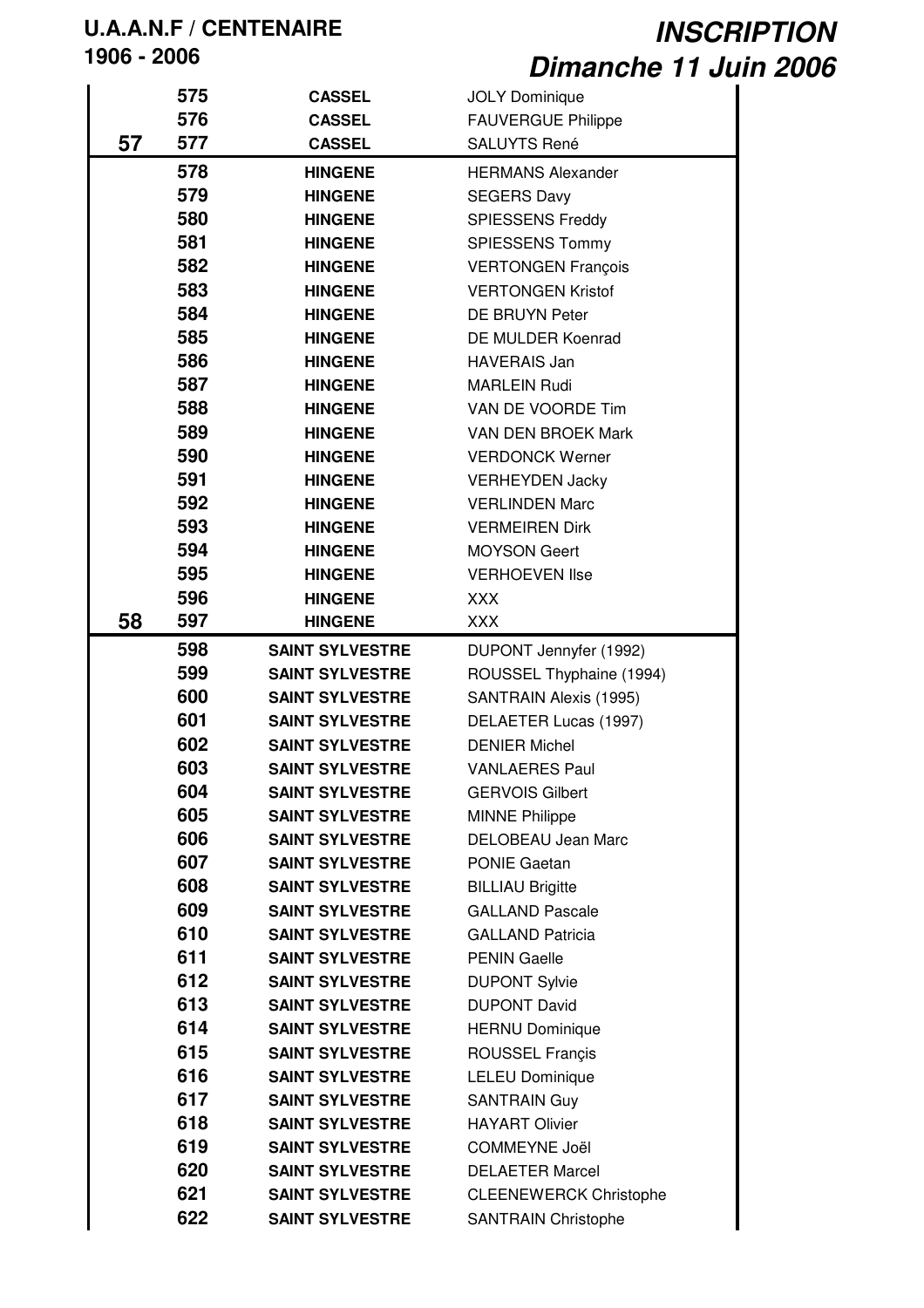**U.A.A.N.F / CENTENAIRE**
**1906 - 2006**

# *INSCRIPTION*
# *Dimanche 11 Juin 2006*

| | | | |
|---|---|---|---|
| | 575 | CASSEL | JOLY Dominique |
| | 576 | CASSEL | FAUVERGUE Philippe |
| 57 | 577 | CASSEL | SALUYTS René |
| | 578 | HINGENE | HERMANS Alexander |
| | 579 | HINGENE | SEGERS Davy |
| | 580 | HINGENE | SPIESSENS Freddy |
| | 581 | HINGENE | SPIESSENS Tommy |
| | 582 | HINGENE | VERTONGEN François |
| | 583 | HINGENE | VERTONGEN Kristof |
| | 584 | HINGENE | DE BRUYN Peter |
| | 585 | HINGENE | DE MULDER Koenrad |
| | 586 | HINGENE | HAVERAIS Jan |
| | 587 | HINGENE | MARLEIN Rudi |
| | 588 | HINGENE | VAN DE VOORDE Tim |
| | 589 | HINGENE | VAN DEN BROEK Mark |
| | 590 | HINGENE | VERDONCK Werner |
| | 591 | HINGENE | VERHEYDEN Jacky |
| | 592 | HINGENE | VERLINDEN Marc |
| | 593 | HINGENE | VERMEIREN Dirk |
| | 594 | HINGENE | MOYSON Geert |
| | 595 | HINGENE | VERHOEVEN Ilse |
| | 596 | HINGENE | XXX |
| 58 | 597 | HINGENE | XXX |
| | 598 | SAINT SYLVESTRE | DUPONT Jennyfer (1992) |
| | 599 | SAINT SYLVESTRE | ROUSSEL Thyphaine (1994) |
| | 600 | SAINT SYLVESTRE | SANTRAIN Alexis (1995) |
| | 601 | SAINT SYLVESTRE | DELAETER Lucas (1997) |
| | 602 | SAINT SYLVESTRE | DENIER Michel |
| | 603 | SAINT SYLVESTRE | VANLAERES Paul |
| | 604 | SAINT SYLVESTRE | GERVOIS Gilbert |
| | 605 | SAINT SYLVESTRE | MINNE Philippe |
| | 606 | SAINT SYLVESTRE | DELOBEAU Jean Marc |
| | 607 | SAINT SYLVESTRE | PONIE Gaetan |
| | 608 | SAINT SYLVESTRE | BILLIAU Brigitte |
| | 609 | SAINT SYLVESTRE | GALLAND Pascale |
| | 610 | SAINT SYLVESTRE | GALLAND Patricia |
| | 611 | SAINT SYLVESTRE | PENIN Gaelle |
| | 612 | SAINT SYLVESTRE | DUPONT Sylvie |
| | 613 | SAINT SYLVESTRE | DUPONT David |
| | 614 | SAINT SYLVESTRE | HERNU Dominique |
| | 615 | SAINT SYLVESTRE | ROUSSEL Françis |
| | 616 | SAINT SYLVESTRE | LELEU Dominique |
| | 617 | SAINT SYLVESTRE | SANTRAIN Guy |
| | 618 | SAINT SYLVESTRE | HAYART Olivier |
| | 619 | SAINT SYLVESTRE | COMMEYNE Joël |
| | 620 | SAINT SYLVESTRE | DELAETER Marcel |
| | 621 | SAINT SYLVESTRE | CLEENEWERCK Christophe |
| | 622 | SAINT SYLVESTRE | SANTRAIN Christophe |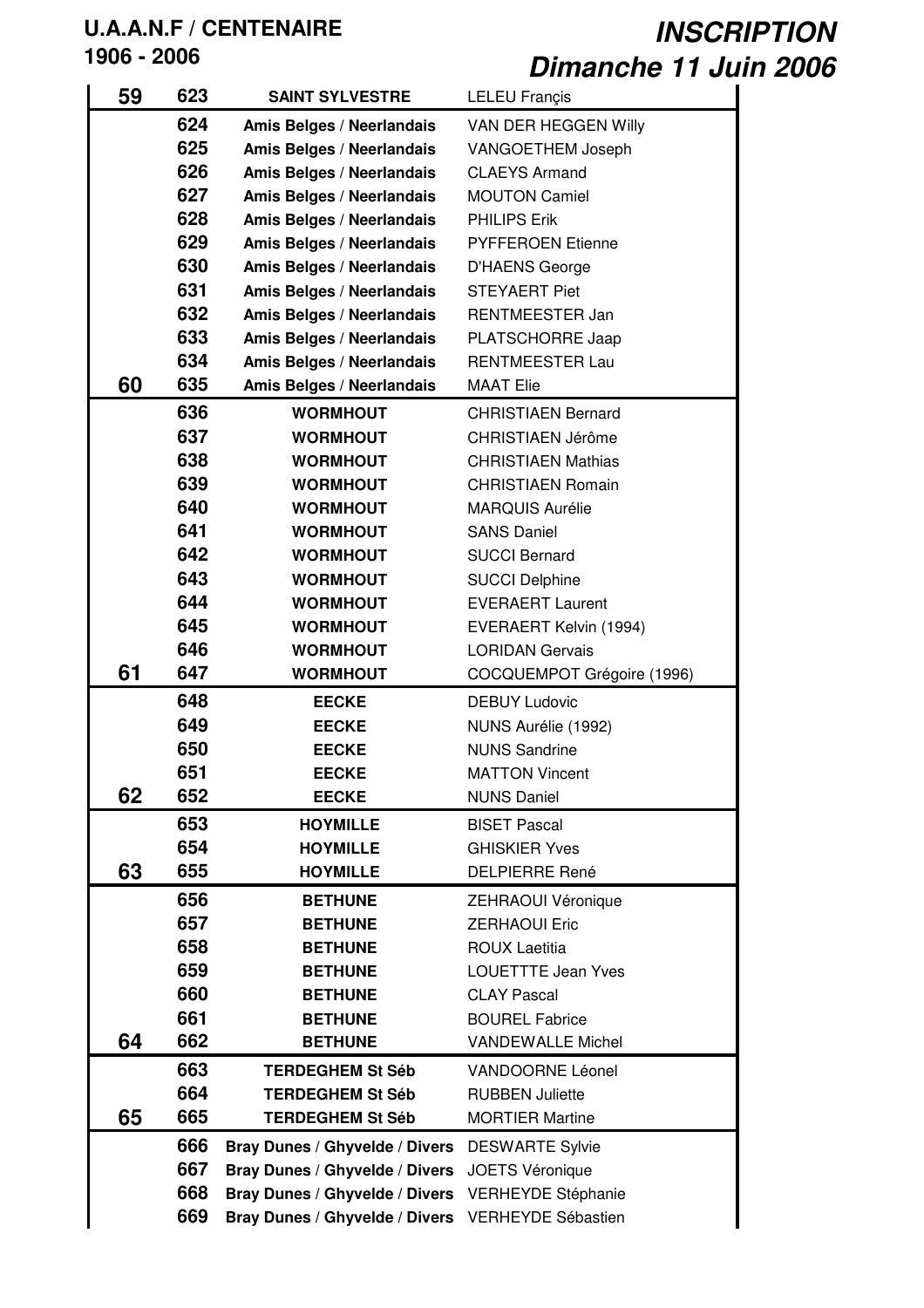**U.A.A.N.F / CENTENAIRE**
**1906 - 2006**

***INSCRIPTION***
***Dimanche 11 Juin 2006***

| | | | |
|---|---|---|---|
| **59** | **623** | **SAINT SYLVESTRE** | LELEU Françis |
| | **624** | **Amis Belges / Neerlandais** | VAN DER HEGGEN Willy |
| | **625** | **Amis Belges / Neerlandais** | VANGOETHEM Joseph |
| | **626** | **Amis Belges / Neerlandais** | CLAEYS Armand |
| | **627** | **Amis Belges / Neerlandais** | MOUTON Camiel |
| | **628** | **Amis Belges / Neerlandais** | PHILIPS Erik |
| | **629** | **Amis Belges / Neerlandais** | PYFFEROEN Etienne |
| | **630** | **Amis Belges / Neerlandais** | D'HAENS George |
| | **631** | **Amis Belges / Neerlandais** | STEYAERT Piet |
| | **632** | **Amis Belges / Neerlandais** | RENTMEESTER Jan |
| | **633** | **Amis Belges / Neerlandais** | PLATSCHORRE Jaap |
| | **634** | **Amis Belges / Neerlandais** | RENTMEESTER Lau |
| **60** | **635** | **Amis Belges / Neerlandais** | MAAT Elie |
| | **636** | **WORMHOUT** | CHRISTIAEN Bernard |
| | **637** | **WORMHOUT** | CHRISTIAEN Jérôme |
| | **638** | **WORMHOUT** | CHRISTIAEN Mathias |
| | **639** | **WORMHOUT** | CHRISTIAEN Romain |
| | **640** | **WORMHOUT** | MARQUIS Aurélie |
| | **641** | **WORMHOUT** | SANS Daniel |
| | **642** | **WORMHOUT** | SUCCI Bernard |
| | **643** | **WORMHOUT** | SUCCI Delphine |
| | **644** | **WORMHOUT** | EVERAERT Laurent |
| | **645** | **WORMHOUT** | EVERAERT Kelvin (1994) |
| | **646** | **WORMHOUT** | LORIDAN Gervais |
| **61** | **647** | **WORMHOUT** | COCQUEMPOT Grégoire (1996) |
| | **648** | **EECKE** | DEBUY Ludovic |
| | **649** | **EECKE** | NUNS Aurélie (1992) |
| | **650** | **EECKE** | NUNS Sandrine |
| | **651** | **EECKE** | MATTON Vincent |
| **62** | **652** | **EECKE** | NUNS Daniel |
| | **653** | **HOYMILLE** | BISET Pascal |
| | **654** | **HOYMILLE** | GHISKIER Yves |
| **63** | **655** | **HOYMILLE** | DELPIERRE René |
| | **656** | **BETHUNE** | ZEHRAOUI Véronique |
| | **657** | **BETHUNE** | ZERHAOUI Eric |
| | **658** | **BETHUNE** | ROUX Laetitia |
| | **659** | **BETHUNE** | LOUETTTE Jean Yves |
| | **660** | **BETHUNE** | CLAY Pascal |
| | **661** | **BETHUNE** | BOUREL Fabrice |
| **64** | **662** | **BETHUNE** | VANDEWALLE Michel |
| | **663** | **TERDEGHEM St Séb** | VANDOORNE Léonel |
| | **664** | **TERDEGHEM St Séb** | RUBBEN Juliette |
| **65** | **665** | **TERDEGHEM St Séb** | MORTIER Martine |
| | **666** | **Bray Dunes / Ghyvelde / Divers** | DESWARTE Sylvie |
| | **667** | **Bray Dunes / Ghyvelde / Divers** | JOETS Véronique |
| | **668** | **Bray Dunes / Ghyvelde / Divers** | VERHEYDE Stéphanie |
| | **669** | **Bray Dunes / Ghyvelde / Divers** | VERHEYDE Sébastien |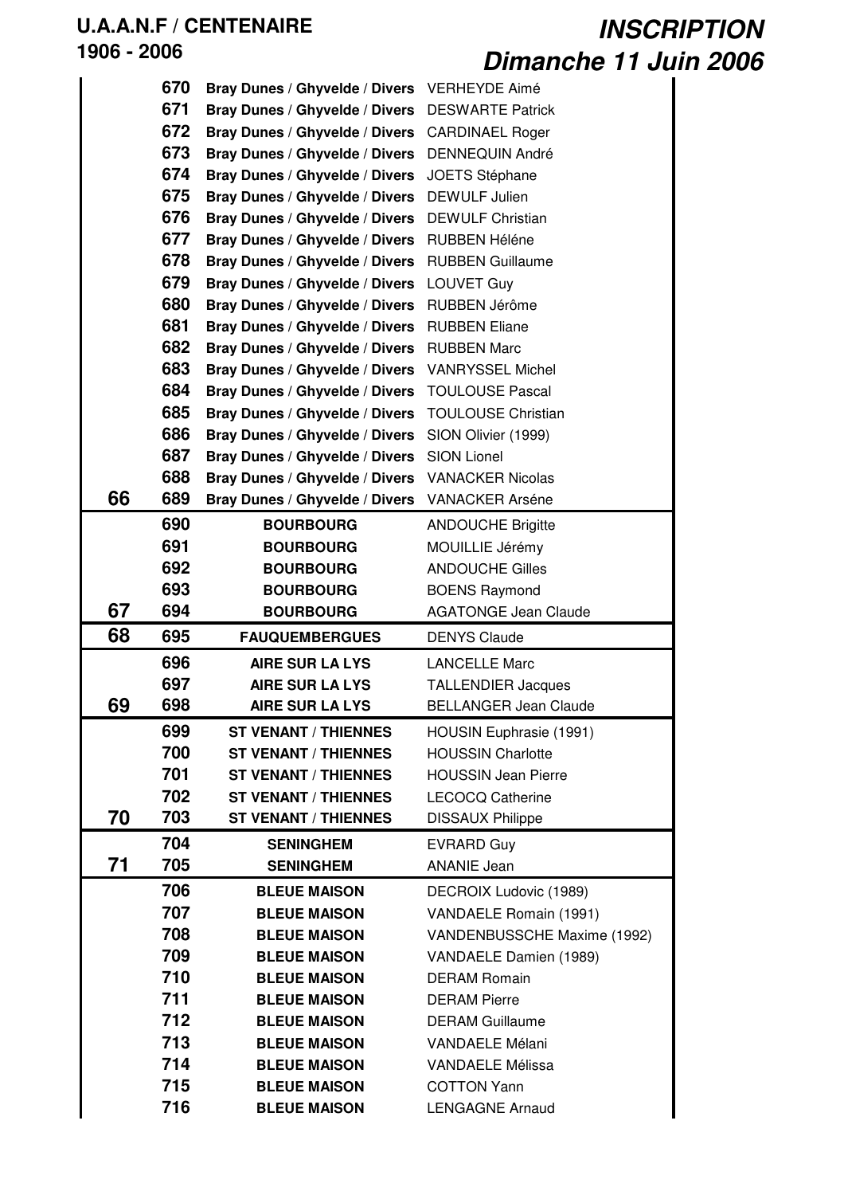**U.A.A.N.F / CENTENAIRE**
**1906 - 2006**

# *INSCRIPTION*
# *Dimanche 11 Juin 2006*

| | | | |
|---|---|---|---|
| | 670 | Bray Dunes / Ghyvelde / Divers | VERHEYDE Aimé |
| | 671 | Bray Dunes / Ghyvelde / Divers | DESWARTE Patrick |
| | 672 | Bray Dunes / Ghyvelde / Divers | CARDINAEL Roger |
| | 673 | Bray Dunes / Ghyvelde / Divers | DENNEQUIN André |
| | 674 | Bray Dunes / Ghyvelde / Divers | JOETS Stéphane |
| | 675 | Bray Dunes / Ghyvelde / Divers | DEWULF Julien |
| | 676 | Bray Dunes / Ghyvelde / Divers | DEWULF Christian |
| | 677 | Bray Dunes / Ghyvelde / Divers | RUBBEN Héléne |
| | 678 | Bray Dunes / Ghyvelde / Divers | RUBBEN Guillaume |
| | 679 | Bray Dunes / Ghyvelde / Divers | LOUVET Guy |
| | 680 | Bray Dunes / Ghyvelde / Divers | RUBBEN Jérôme |
| | 681 | Bray Dunes / Ghyvelde / Divers | RUBBEN Eliane |
| | 682 | Bray Dunes / Ghyvelde / Divers | RUBBEN Marc |
| | 683 | Bray Dunes / Ghyvelde / Divers | VANRYSSEL Michel |
| | 684 | Bray Dunes / Ghyvelde / Divers | TOULOUSE Pascal |
| | 685 | Bray Dunes / Ghyvelde / Divers | TOULOUSE Christian |
| | 686 | Bray Dunes / Ghyvelde / Divers | SION Olivier (1999) |
| | 687 | Bray Dunes / Ghyvelde / Divers | SION Lionel |
| | 688 | Bray Dunes / Ghyvelde / Divers | VANACKER Nicolas |
| 66 | 689 | Bray Dunes / Ghyvelde / Divers | VANACKER Arséne |
| | 690 | BOURBOURG | ANDOUCHE Brigitte |
| | 691 | BOURBOURG | MOUILLIE Jérémy |
| | 692 | BOURBOURG | ANDOUCHE Gilles |
| | 693 | BOURBOURG | BOENS Raymond |
| 67 | 694 | BOURBOURG | AGATONGE Jean Claude |
| 68 | 695 | FAUQUEMBERGUES | DENYS Claude |
| | 696 | AIRE SUR LA LYS | LANCELLE Marc |
| | 697 | AIRE SUR LA LYS | TALLENDIER Jacques |
| 69 | 698 | AIRE SUR LA LYS | BELLANGER Jean Claude |
| | 699 | ST VENANT / THIENNES | HOUSIN Euphrasie (1991) |
| | 700 | ST VENANT / THIENNES | HOUSSIN Charlotte |
| | 701 | ST VENANT / THIENNES | HOUSSIN Jean Pierre |
| | 702 | ST VENANT / THIENNES | LECOCQ Catherine |
| 70 | 703 | ST VENANT / THIENNES | DISSAUX Philippe |
| | 704 | SENINGHEM | EVRARD Guy |
| 71 | 705 | SENINGHEM | ANANIE Jean |
| | 706 | BLEUE MAISON | DECROIX Ludovic (1989) |
| | 707 | BLEUE MAISON | VANDAELE Romain (1991) |
| | 708 | BLEUE MAISON | VANDENBUSSCHE Maxime (1992) |
| | 709 | BLEUE MAISON | VANDAELE Damien (1989) |
| | 710 | BLEUE MAISON | DERAM Romain |
| | 711 | BLEUE MAISON | DERAM Pierre |
| | 712 | BLEUE MAISON | DERAM Guillaume |
| | 713 | BLEUE MAISON | VANDAELE Mélani |
| | 714 | BLEUE MAISON | VANDAELE Mélissa |
| | 715 | BLEUE MAISON | COTTON Yann |
| | 716 | BLEUE MAISON | LENGAGNE Arnaud |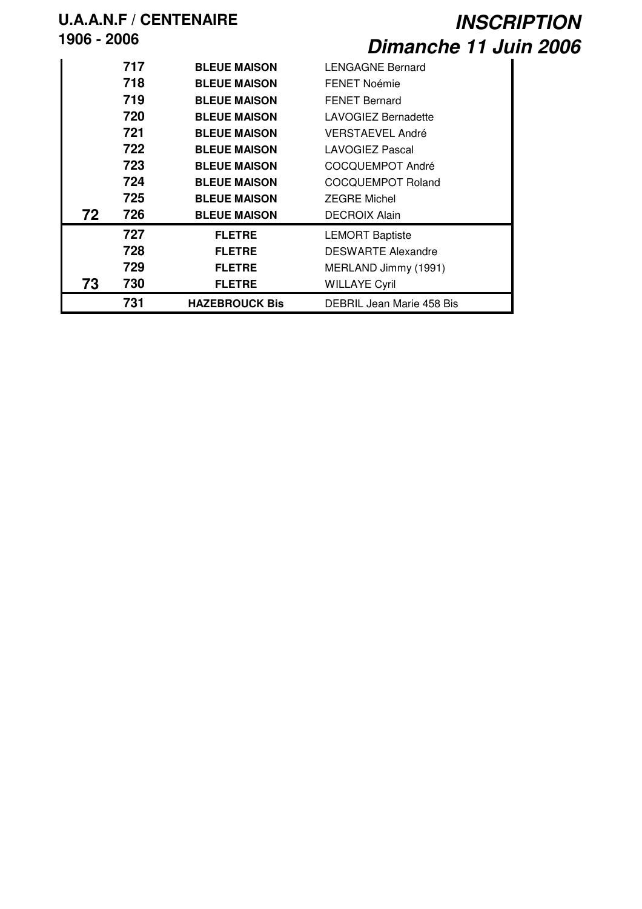**U.A.A.N.F / CENTENAIRE**
**1906 - 2006**

***INSCRIPTION***
***Dimanche 11 Juin 2006***

| | | | |
|---|---|---|---|
| | **717** | **BLEUE MAISON** | LENGAGNE Bernard |
| | **718** | **BLEUE MAISON** | FENET Noémie |
| | **719** | **BLEUE MAISON** | FENET Bernard |
| | **720** | **BLEUE MAISON** | LAVOGIEZ Bernadette |
| | **721** | **BLEUE MAISON** | VERSTAEVEL André |
| | **722** | **BLEUE MAISON** | LAVOGIEZ Pascal |
| | **723** | **BLEUE MAISON** | COCQUEMPOT André |
| | **724** | **BLEUE MAISON** | COCQUEMPOT Roland |
| | **725** | **BLEUE MAISON** | ZEGRE Michel |
| **72** | **726** | **BLEUE MAISON** | DECROIX Alain |
| | **727** | **FLETRE** | LEMORT Baptiste |
| | **728** | **FLETRE** | DESWARTE Alexandre |
| | **729** | **FLETRE** | MERLAND Jimmy (1991) |
| **73** | **730** | **FLETRE** | WILLAYE Cyril |
| | **731** | **HAZEBROUCK Bis** | DEBRIL Jean Marie 458 Bis |